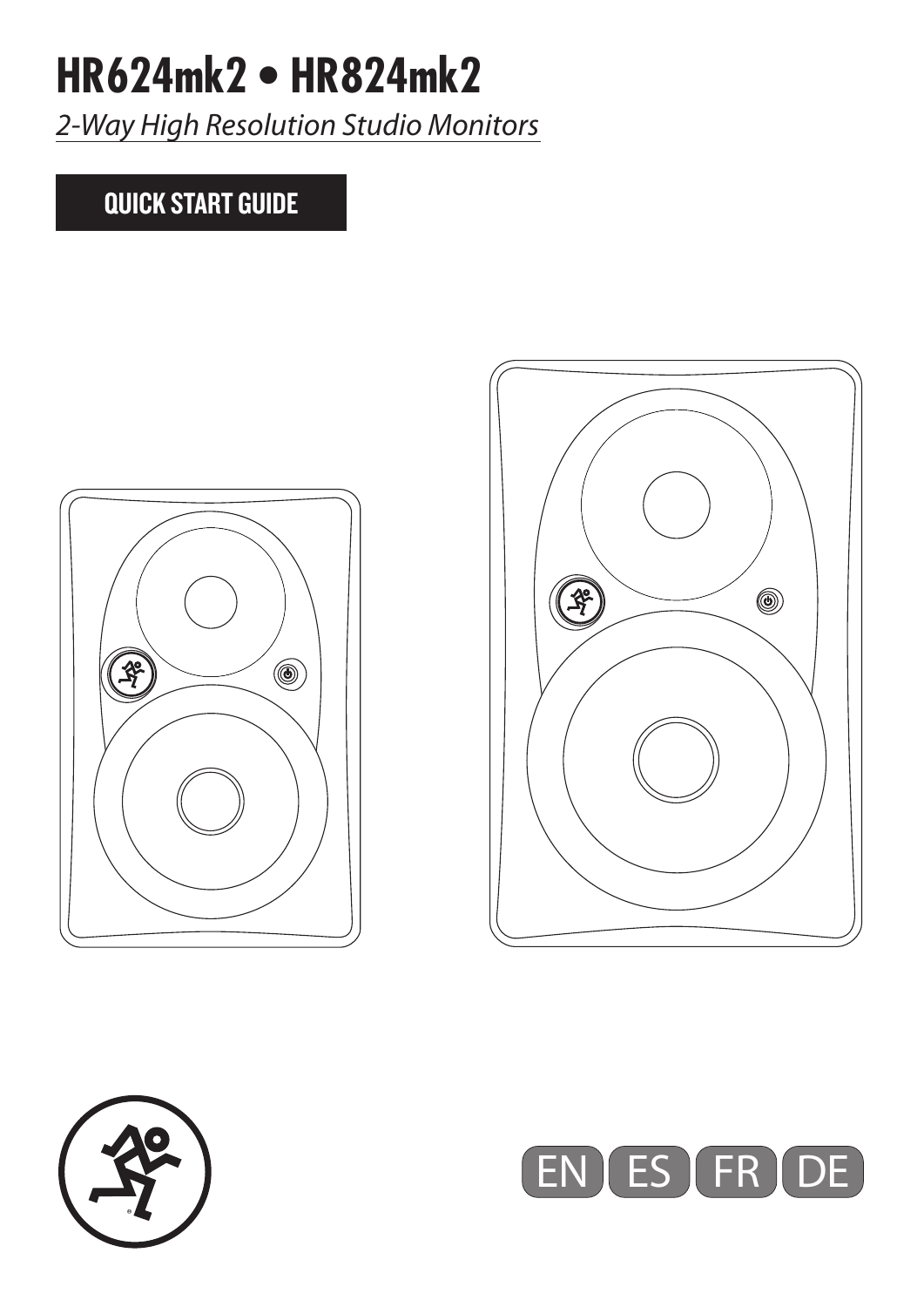# HR624mk2 • HR824mk2

*2-Way High Resolution Studio Monitors*

## QUICK START GUIDE

EN ES FR DE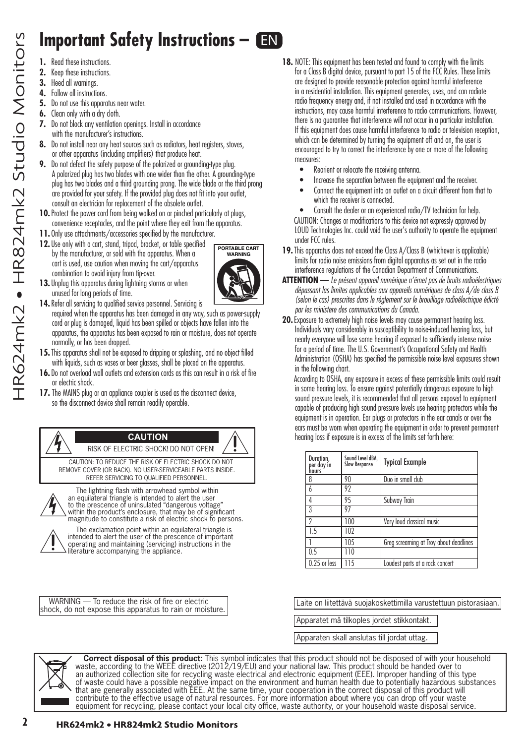# Important Safety Instructions – EN

1. Read these instructions.
2. Keep these instructions.
3. Heed all warnings.
4. Follow all instructions.
5. Do not use this apparatus near water.
6. Clean only with a dry cloth.
7. Do not block any ventilation openings. Install in accordance with the manufacturer's instructions.
8. Do not install near any heat sources such as radiators, heat registers, stoves, or other apparatus (including amplifiers) that produce heat.
9. Do not defeat the safety purpose of the polarized or grounding-type plug. A polarized plug has two blades with one wider than the other. A grounding-type plug has two blades and a third grounding prong. The wide blade or the third prong are provided for your safety. If the provided plug does not fit into your outlet, consult an electrician for replacement of the obsolete outlet.
10. Protect the power cord from being walked on or pinched particularly at plugs, convenience receptacles, and the point where they exit from the apparatus.
11. Only use attachments/accessories specified by the manufacturer.
12. Use only with a cart, stand, tripod, bracket, or table specified by the manufacturer, or sold with the apparatus. When a cart is used, use caution when moving the cart/apparatus combination to avoid injury from tip-over.
13. Unplug this apparatus during lightning storms or when unused for long periods of time.
14. Refer all servicing to qualified service personnel. Servicing is required when the apparatus has been damaged in any way, such as power-supply cord or plug is damaged, liquid has been spilled or objects have fallen into the apparatus, the apparatus has been exposed to rain or moisture, does not operate normally, or has been dropped.
15. This apparatus shall not be exposed to dripping or splashing, and no object filled with liquids, such as vases or beer glasses, shall be placed on the apparatus.
16. Do not overload wall outlets and extension cords as this can result in a risk of fire or electric shock.
17. The MAINS plug or an appliance coupler is used as the disconnect device, so the disconnect device shall remain readily operable.

PORTABLE CART WARNING

**CAUTION**

RISK OF ELECTRIC SHOCK! DO NOT OPEN!

CAUTION: TO REDUCE THE RISK OF ELECTRIC SHOCK DO NOT REMOVE COVER (OR BACK). NO USER-SERVICEABLE PARTS INSIDE. REFER SERVICING TO QUALIFIED PERSONNEL.

The lightning flash with arrowhead symbol within an equilateral triangle is intended to alert the user to the prescence of uninsulated "dangerous voltage" within the product's enclosure, that may be of significant magnitude to constitute a risk of electric shock to persons.

The exclamation point within an equilateral triangle is intended to alert the user of the prescence of important operating and maintaining (servicing) instructions in the literature accompanying the appliance.

WARNING — To reduce the risk of fire or electric shock, do not expose this apparatus to rain or moisture.

18. NOTE: This equipment has been tested and found to comply with the limits for a Class B digital device, pursuant to part 15 of the FCC Rules. These limits are designed to provide reasonable protection against harmful interference in a residential installation. This equipment generates, uses, and can radiate radio frequency energy and, if not installed and used in accordance with the instructions, may cause harmful interference to radio communications. However, there is no guarantee that interference will not occur in a particular installation. If this equipment does cause harmful interference to radio or television reception, which can be determined by turning the equipment off and on, the user is encouraged to try to correct the interference by one or more of the following measures:
    - Reorient or relocate the receiving antenna.
    - Increase the separation between the equipment and the receiver.
    - Connect the equipment into an outlet on a circuit different from that to which the receiver is connected.
    - Consult the dealer or an experienced radio/TV technician for help.

    CAUTION: Changes or modifications to this device not expressly approved by LOUD Technologies Inc. could void the user's authority to operate the equipment under FCC rules.
19. This apparatus does not exceed the Class A/Class B (whichever is applicable) limits for radio noise emissions from digital apparatus as set out in the radio interference regulations of the Canadian Department of Communications.

**ATTENTION** — *Le présent appareil numérique n'émet pas de bruits radioélectriques dépassant las limites applicables aux appareils numériques de class A/de class B (selon le cas) prescrites dans le réglement sur le brouillage radioélectrique édicté par les ministere des communications du Canada.*

20. Exposure to extremely high noise levels may cause permanent hearing loss. Individuals vary considerably in susceptibility to noise-induced hearing loss, but nearly everyone will lose some hearing if exposed to sufficiently intense noise for a period of time. The U.S. Government's Occupational Safety and Health Administration (OSHA) has specified the permissible noise level exposures shown in the following chart.

    According to OSHA, any exposure in excess of these permissible limits could result in some hearing loss. To ensure against potentially dangerous exposure to high sound pressure levels, it is recommended that all persons exposed to equipment capable of producing high sound pressure levels use hearing protectors while the equipment is in operation. Ear plugs or protectors in the ear canals or over the ears must be worn when operating the equipment in order to prevent permanent hearing loss if exposure is in excess of the limits set forth here:

| Duration, per day in hours | Sound Level dBA, Slow Response | Typical Example |
|---|---|---|
| 8 | 90 | Duo in small club |
| 6 | 92 | |
| 4 | 95 | Subway Train |
| 3 | 97 | |
| 2 | 100 | Very loud classical music |
| 1.5 | 102 | |
| 1 | 105 | Greg screaming at Troy about deadlines |
| 0.5 | 110 | |
| 0.25 or less | 115 | Loudest parts at a rock concert |

Laite on liitettävä suojakoskettimilla varustettuun pistorasiaan.

Apparatet må tilkoples jordet stikkontakt.

Apparaten skall anslutas till jordat uttag.

**Correct disposal of this product:** This symbol indicates that this product should not be disposed of with your household waste, according to the WEEE directive (2012/19/EU) and your national law. This product should be handed over to an authorized collection site for recycling waste electrical and electronic equipment (EEE). Improper handling of this type of waste could have a possible negative impact on the environment and human health due to potentially hazardous substances that are generally associated with EEE. At the same time, your cooperation in the correct disposal of this product will contribute to the effective usage of natural resources. For more information about where you can drop off your waste equipment for recycling, please contact your local city office, waste authority, or your household waste disposal service.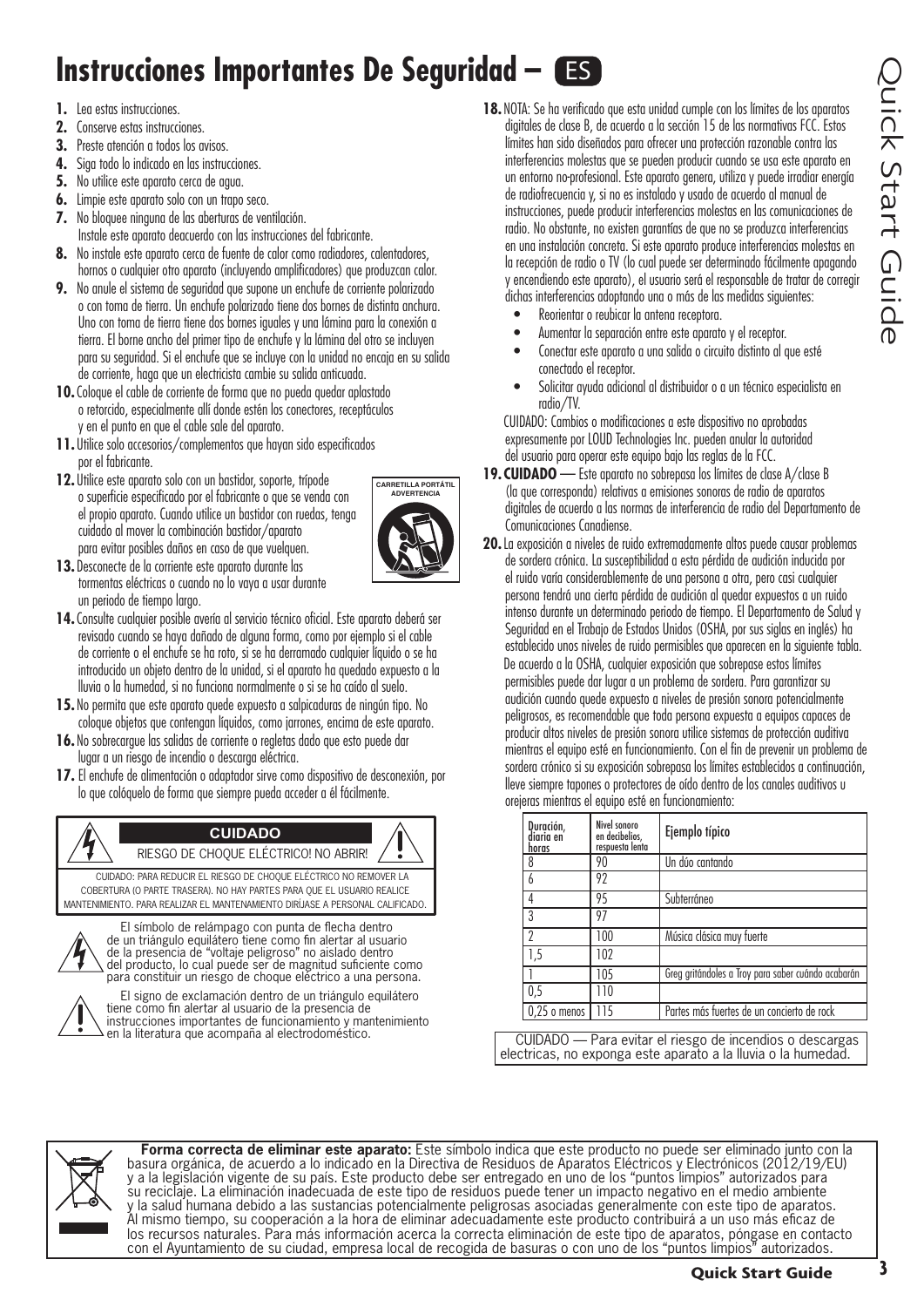# Instrucciones Importantes De Seguridad – ES

1. Lea estas instrucciones.
2. Conserve estas instrucciones.
3. Preste atención a todos los avisos.
4. Siga todo lo indicado en las instrucciones.
5. No utilice este aparato cerca de agua.
6. Limpie este aparato solo con un trapo seco.
7. No bloquee ninguna de las aberturas de ventilación. Instale este aparato deacuerdo con las instrucciones del fabricante.
8. No instale este aparato cerca de fuente de calor como radiadores, calentadores, hornos o cualquier otro aparato (incluyendo amplificadores) que produzcan calor.
9. No anule el sistema de seguridad que supone un enchufe de corriente polarizado o con toma de tierra. Un enchufe polarizado tiene dos bornes de distinta anchura. Uno con toma de tierra tiene dos bornes iguales y una lámina para la conexión a tierra. El borne ancho del primer tipo de enchufe y la lámina del otro se incluyen para su seguridad. Si el enchufe que se incluye con la unidad no encaja en su salida de corriente, haga que un electricista cambie su salida anticuada.
10. Coloque el cable de corriente de forma que no pueda quedar aplastado o retorcido, especialmente allí donde estén los conectores, receptáculos y en el punto en que el cable sale del aparato.
11. Utilice solo accesorios/complementos que hayan sido especificados por el fabricante.
12. Utilice este aparato solo con un bastidor, soporte, trípode o superficie especificado por el fabricante o que se venda con el propio aparato. Cuando utilice un bastidor con ruedas, tenga cuidado al mover la combinación bastidor/aparato para evitar posibles daños en caso de que vuelquen.

CARRETILLA PORTÁTIL ADVERTENCIA

13. Desconecte de la corriente este aparato durante las tormentas eléctricas o cuando no lo vaya a usar durante un periodo de tiempo largo.
14. Consulte cualquier posible avería al servicio técnico oficial. Este aparato deberá ser revisado cuando se haya dañado de alguna forma, como por ejemplo si el cable de corriente o el enchufe se ha roto, si se ha derramado cualquier líquido o se ha introducido un objeto dentro de la unidad, si el aparato ha quedado expuesto a la lluvia o la humedad, si no funciona normalmente o si se ha caído al suelo.
15. No permita que este aparato quede expuesto a salpicaduras de ningún tipo. No coloque objetos que contengan líquidos, como jarrones, encima de este aparato.
16. No sobrecargue las salidas de corriente o regletas dado que esto puede dar lugar a un riesgo de incendio o descarga eléctrica.
17. El enchufe de alimentación o adaptador sirve como dispositivo de desconexión, por lo que colóquelo de forma que siempre pueda acceder a él fácilmente.

**CUIDADO**

RIESGO DE CHOQUE ELÉCTRICO! NO ABRIR!

CUIDADO: PARA REDUCIR EL RIESGO DE CHOQUE ELÉCTRICO NO REMOVER LA COBERTURA (O PARTE TRASERA). NO HAY PARTES PARA QUE EL USUARIO REALICE MANTENIMIENTO. PARA REALIZAR EL MANTENIMIENTO DIRÍJASE A PERSONAL CALIFICADO.

El símbolo de relámpago con punta de flecha dentro de un triángulo equilátero tiene como fin alertar al usuario de la presencia de "voltaje peligroso" no aislado dentro del producto, lo cual puede ser de magnitud suficiente como para constituir un riesgo de choque eléctrico a una persona.

El signo de exclamación dentro de un triángulo equilátero tiene como fin alertar al usuario de la presencia de instrucciones importantes de funcionamiento y mantenimiento en la literatura que acompaña al electrodoméstico.

18. NOTA: Se ha verificado que esta unidad cumple con los límites de los aparatos digitales de clase B, de acuerdo a la sección 15 de las normativas FCC. Estos límites han sido diseñados para ofrecer una protección razonable contra las interferencias molestas que se pueden producir cuando se usa este aparato en un entorno no-profesional. Este aparato genera, utiliza y puede irradiar energía de radiofrecuencia y, si no es instalado y usado de acuerdo al manual de instrucciones, puede producir interferencias molestas en las comunicaciones de radio. No obstante, no existen garantías de que no se produzca interferencias en una instalación concreta. Si este aparato produce interferencias molestas en la recepción de radio o TV (lo cual puede ser determinado fácilmente apagando y encendiendo este aparato), el usuario será el responsable de tratar de corregir dichas interferencias adoptando una o más de las medidas siguientes:
   - Reorientar o reubicar la antena receptora.
   - Aumentar la separación entre este aparato y el receptor.
   - Conectar este aparato a una salida o circuito distinto al que esté conectado el receptor.
   - Solicitar ayuda adicional al distribuidor o a un técnico especialista en radio/TV.

   CUIDADO: Cambios o modificaciones a este dispositivo no aprobadas expresamente por LOUD Technologies Inc. pueden anular la autoridad del usuario para operar este equipo bajo las reglas de la FCC.
19. **CUIDADO** — Este aparato no sobrepasa los límites de clase A/clase B (la que corresponda) relativas a emisiones sonoras de radio de aparatos digitales de acuerdo a las normas de interferencia de radio del Departamento de Comunicaciones Canadiense.
20. La exposición a niveles de ruido extremadamente altos puede causar problemas de sordera crónica. La susceptibilidad a esta pérdida de audición inducida por el ruido varía considerablemente de una persona a otra, pero casi cualquier persona tendrá una cierta pérdida de audición al quedar expuestos a un ruido intenso durante un determinado periodo de tiempo. El Departamento de Salud y Seguridad en el Trabajo de Estados Unidos (OSHA, por sus siglas en inglés) ha establecido unos niveles de ruido permisibles que aparecen en la siguiente tabla. De acuerdo a la OSHA, cualquier exposición que sobrepase estos límites permisibles puede dar lugar a un problema de sordera. Para garantizar su audición cuando quede expuesto a niveles de presión sonora potencialmente peligrosos, es recomendable que toda persona expuesta a equipos capaces de producir altos niveles de presión sonora utilice sistemas de protección auditiva mientras el equipo esté en funcionamiento. Con el fin de prevenir un problema de sordera crónico si su exposición sobrepasa los límites establecidos a continuación, lleve siempre tapones o protectores de oído dentro de los canales auditivos u orejeras mientras el equipo esté en funcionamiento:

| Duración, diaria en horas | Nivel sonoro en decibelios, respuesta lenta | Ejemplo típico |
|---|---|---|
| 8 | 90 | Un dúo cantando |
| 6 | 92 | |
| 4 | 95 | Subterráneo |
| 3 | 97 | |
| 2 | 100 | Música clásica muy fuerte |
| 1,5 | 102 | |
| 1 | 105 | Greg gritándoles a Troy para saber cuándo acabarán |
| 0,5 | 110 | |
| 0,25 o menos | 115 | Partes más fuertes de un concierto de rock |

CUIDADO — Para evitar el riesgo de incendios o descargas electricas, no exponga este aparato a la lluvia o la humedad.

**Forma correcta de eliminar este aparato:** Este símbolo indica que este producto no puede ser eliminado junto con la basura orgánica, de acuerdo a lo indicado en la Directiva de Residuos de Aparatos Eléctricos y Electrónicos (2012/19/EU) y a la legislación vigente de su país. Este producto debe ser entregado en uno de los "puntos limpios" autorizados para su reciclaje. La eliminación inadecuada de este tipo de residuos puede tener un impacto negativo en el medio ambiente y la salud humana debido a las sustancias potencialmente peligrosas asociadas generalmente con este tipo de aparatos. Al mismo tiempo, su cooperación a la hora de eliminar adecuadamente este producto contribuirá a un uso más eficaz de los recursos naturales. Para más información acerca la correcta eliminación de este tipo de aparatos, póngase en contacto con el Ayuntamiento de su ciudad, empresa local de recogida de basuras o con uno de los "puntos limpios" autorizados.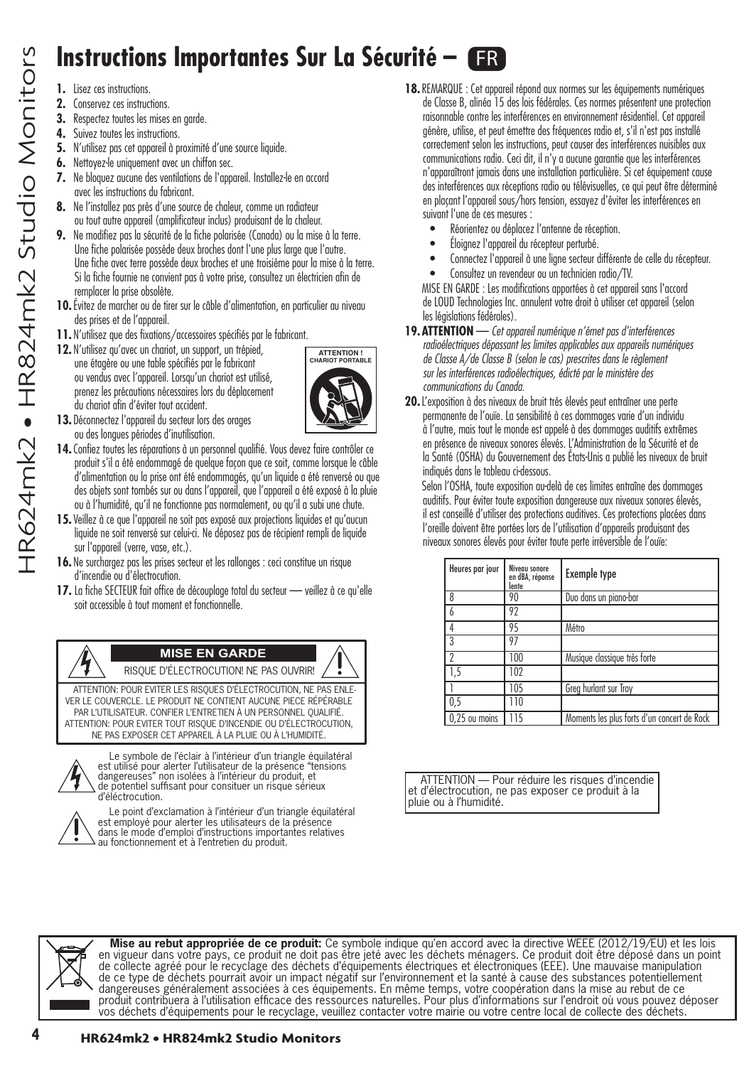# Instructions Importantes Sur La Sécurité – FR

1. Lisez ces instructions.
2. Conservez ces instructions.
3. Respectez toutes les mises en garde.
4. Suivez toutes les instructions.
5. N'utilisez pas cet appareil à proximité d'une source liquide.
6. Nettoyez-le uniquement avec un chiffon sec.
7. Ne bloquez aucune des ventilations de l'appareil. Installez-le en accord avec les instructions du fabricant.
8. Ne l'installez pas près d'une source de chaleur, comme un radiateur ou tout autre appareil (amplificateur inclus) produisant de la chaleur.
9. Ne modifiez pas la sécurité de la fiche polarisée (Canada) ou la mise à la terre. Une fiche polarisée possède deux broches dont l'une plus large que l'autre. Une fiche avec terre possède deux broches et une troisième pour la mise à la terre. Si la fiche fournie ne convient pas à votre prise, consultez un électricien afin de remplacer la prise obsolète.
10. Évitez de marcher ou de tirer sur le câble d'alimentation, en particulier au niveau des prises et de l'appareil.
11. N'utilisez que des fixations/accessoires spécifiés par le fabricant.
12. N'utilisez qu'avec un chariot, un support, un trépied, une étagère ou une table spécifiés par le fabricant ou vendus avec l'appareil. Lorsqu'un chariot est utilisé, prenez les précautions nécessaires lors du déplacement du chariot afin d'éviter tout accident.

ATTENTION ! CHARIOT PORTABLE

13. Déconnectez l'appareil du secteur lors des orages ou des longues périodes d'inutilisation.
14. Confiez toutes les réparations à un personnel qualifié. Vous devez faire contrôler ce produit s'il a été endommagé de quelque façon que ce soit, comme lorsque le câble d'alimentation ou la prise ont été endommagés, qu'un liquide a été renversé ou que des objets sont tombés sur ou dans l'appareil, que l'appareil a été exposé à la pluie ou à l'humidité, qu'il ne fonctionne pas normalement, ou qu'il a subi une chute.
15. Veillez à ce que l'appareil ne soit pas exposé aux projections liquides et qu'aucun liquide ne soit renversé sur celui-ci. Ne déposez pas de récipient rempli de liquide sur l'appareil (verre, vase, etc.).
16. Ne surchargez pas les prises secteur et les rallonges : ceci constitue un risque d'incendie ou d'électrocution.
17. La fiche SECTEUR fait office de découplage total du secteur — veillez à ce qu'elle soit accessible à tout moment et fonctionnelle.

**MISE EN GARDE**

RISQUE D'ÉLECTROCUTION! NE PAS OUVRIR!

ATTENTION: POUR EVITER LES RISQUES D'ÉLECTROCUTION, NE PAS ENLEVER LE COUVERCLE. LE PRODUIT NE CONTIENT AUCUNE PIECE RÉPÉRABLE PAR L'UTILISATEUR. CONFIER L'ENTRETIEN À UN PERSONNEL QUALIFIÉ. ATTENTION: POUR EVITER TOUT RISQUE D'INCENDIE OU D'ÉLECTROCUTION, NE PAS EXPOSER CET APPAREIL À LA PLUIE OU À L'HUMIDITÉ.

Le symbole de l'éclair à l'intérieur d'un triangle équilatéral est utilisé pour alerter l'utilisateur de la présence "tensions dangereuses" non isolées à l'intérieur du produit, et de potentiel suffisant pour consituer un risque sérieux d'éléctrocution.

Le point d'exclamation à l'intérieur d'un triangle équilatéral est employé pour alerter les utilisateurs de la présence dans le mode d'emploi d'instructions importantes relatives au fonctionnement et à l'entretien du produit.

18. REMARQUE : Cet appareil répond aux normes sur les équipements numériques de Classe B, alinéa 15 des lois fédérales. Ces normes présentent une protection raisonnable contre les interférences en environnement résidentiel. Cet appareil génère, utilise, et peut émettre des fréquences radio et, s'il n'est pas installé correctement selon les instructions, peut causer des interférences nuisibles aux communications radio. Ceci dit, il n'y a aucune garantie que les interférences n'apparaîtront jamais dans une installation particulière. Si cet équipement cause des interférences aux réceptions radio ou télévisuelles, ce qui peut être déterminé en plaçant l'appareil sous/hors tension, essayez d'éviter les interférences en suivant l'une de ces mesures :
    - Réorientez ou déplacez l'antenne de réception.
    - Éloignez l'appareil du récepteur perturbé.
    - Connectez l'appareil à une ligne secteur différente de celle du récepteur.
    - Consultez un revendeur ou un technicien radio/TV.

    MISE EN GARDE : Les modifications apportées à cet appareil sans l'accord de LOUD Technologies Inc. annulent votre droit à utiliser cet appareil (selon les législations fédérales).
19. **ATTENTION** — *Cet appareil numérique n'émet pas d'interférences radioélectriques dépassant les limites applicables aux appareils numériques de Classe A/de Classe B (selon le cas) prescrites dans le règlement sur les interférences radioélectriques, édicté par le ministère des communications du Canada.*
20. L'exposition à des niveaux de bruit très élevés peut entraîner une perte permanente de l'ouïe. La sensibilité à ces dommages varie d'un individu à l'autre, mais tout le monde est appelé à des dommages auditifs extrêmes en présence de niveaux sonores élevés. L'Administration de la Sécurité et de la Santé (OSHA) du Gouvernement des États-Unis a publié les niveaux de bruit indiqués dans le tableau ci-dessous.

    Selon l'OSHA, toute exposition au-delà de ces limites entraîne des dommages auditifs. Pour éviter toute exposition dangereuse aux niveaux sonores élevés, il est conseillé d'utiliser des protections auditives. Ces protections placées dans l'oreille doivent être portées lors de l'utilisation d'appareils produisant des niveaux sonores élevés pour éviter toute perte irréversible de l'ouïe:

| Heures par jour | Niveau sonore en dBA, réponse lente | Exemple type |
|---|---|---|
| 8 | 90 | Duo dans un piano-bar |
| 6 | 92 | |
| 4 | 95 | Métro |
| 3 | 97 | |
| 2 | 100 | Musique classique très forte |
| 1,5 | 102 | |
| 1 | 105 | Greg hurlant sur Troy |
| 0,5 | 110 | |
| 0,25 ou moins | 115 | Moments les plus forts d'un concert de Rock |

ATTENTION — Pour réduire les risques d'incendie et d'électrocution, ne pas exposer ce produit à la pluie ou à l'humidité.

**Mise au rebut appropriée de ce produit:** Ce symbole indique qu'en accord avec la directive WEEE (2012/19/EU) et les lois en vigueur dans votre pays, ce produit ne doit pas être jeté avec les déchets ménagers. Ce produit doit être déposé dans un point de collecte agréé pour le recyclage des déchets d'équipements électriques et électroniques (EEE). Une mauvaise manipulation de ce type de déchets pourrait avoir un impact négatif sur l'environnement et la santé à cause des substances potentiellement dangereuses généralement associées à ces équipements. En même temps, votre coopération dans la mise au rebut de ce produit contribuera à l'utilisation efficace des ressources naturelles. Pour plus d'informations sur l'endroit où vous pouvez déposer vos déchets d'équipements pour le recyclage, veuillez contacter votre mairie ou votre centre local de collecte des déchets.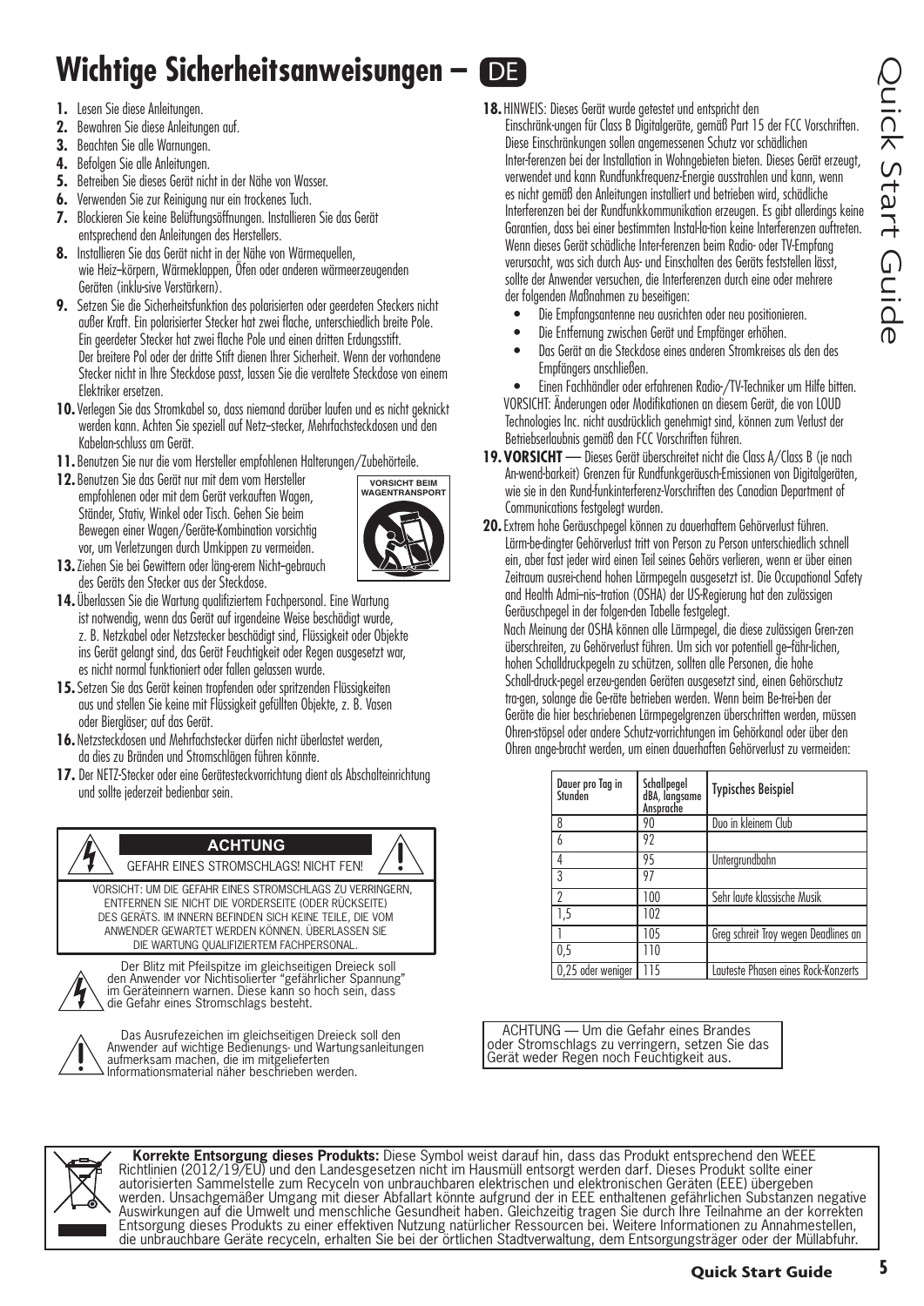# Wichtige Sicherheitsanweisungen – DE

1. Lesen Sie diese Anleitungen.
2. Bewahren Sie diese Anleitungen auf.
3. Beachten Sie alle Warnungen.
4. Befolgen Sie alle Anleitungen.
5. Betreiben Sie dieses Gerät nicht in der Nähe von Wasser.
6. Verwenden Sie zur Reinigung nur ein trockenes Tuch.
7. Blockieren Sie keine Belüftungsöffnungen. Installieren Sie das Gerät entsprechend den Anleitungen des Herstellers.
8. Installieren Sie das Gerät nicht in der Nähe von Wärmequellen, wie Heiz–körpern, Wärmeklappen, Öfen oder anderen wärmeerzeugenden Geräten (inklu-sive Verstärkern).
9. Setzen Sie die Sicherheitsfunktion des polarisierten oder geerdeten Steckers nicht außer Kraft. Ein polarisierter Stecker hat zwei flache, unterschiedlich breite Pole. Ein geerdeter Stecker hat zwei flache Pole und einen dritten Erdungsstift. Der breitere Pol oder der dritte Stift dienen Ihrer Sicherheit. Wenn der vorhandene Stecker nicht in Ihre Steckdose passt, lassen Sie die veraltete Steckdose von einem Elektriker ersetzen.
10. Verlegen Sie das Stromkabel so, dass niemand darüber laufen und es nicht geknickt werden kann. Achten Sie speziell auf Netz–stecker, Mehrfachsteckdosen und den Kabelan-schluss am Gerät.
11. Benutzen Sie nur die vom Hersteller empfohlenen Halterungen/Zubehörteile.
12. Benutzen Sie das Gerät nur mit dem vom Hersteller empfohlenen oder mit dem Gerät verkauften Wagen, Ständer, Stativ, Winkel oder Tisch. Gehen Sie beim Bewegen einer Wagen/Geräte-Kombination vorsichtig vor, um Verletzungen durch Umkippen zu vermeiden.

VORSICHT BEIM WAGENTRANSPORT

13. Ziehen Sie bei Gewittern oder läng-erem Nicht–gebrauch des Geräts den Stecker aus der Steckdose.
14. Überlassen Sie die Wartung qualifiziertem Fachpersonal. Eine Wartung ist notwendig, wenn das Gerät auf irgendeine Weise beschädigt wurde, z. B. Netzkabel oder Netzstecker beschädigt sind, Flüssigkeit oder Objekte ins Gerät gelangt sind, das Gerät Feuchtigkeit oder Regen ausgesetzt war, es nicht normal funktioniert oder fallen gelassen wurde.
15. Setzen Sie das Gerät keinen tropfenden oder spritzenden Flüssigkeiten aus und stellen Sie keine mit Flüssigkeit gefüllten Objekte, z. B. Vasen oder Biergläser; auf das Gerät.
16. Netzsteckdosen und Mehrfachstecker dürfen nicht überlastet werden, da dies zu Bränden und Stromschlägen führen könnte.
17. Der NETZ-Stecker oder eine Gerätesteckvorrichtung dient als Abschalteinrichtung und sollte jederzeit bedienbar sein.

**ACHTUNG**

GEFAHR EINES STROMSCHLAGS! NICHT FEN!

VORSICHT: UM DIE GEFAHR EINES STROMSCHLAGS ZU VERRINGERN, ENTFERNEN SIE NICHT DIE VORDERSEITE (ODER RÜCKSEITE) DES GERÄTS. IM INNERN BEFINDEN SICH KEINE TEILE, DIE VOM ANWENDER GEWARTET WERDEN KÖNNEN. ÜBERLASSEN SIE DIE WARTUNG QUALIFIZIERTEM FACHPERSONAL.

Der Blitz mit Pfeilspitze im gleichseitigen Dreieck soll den Anwender vor Nichtsolierter "gefährlicher Spannung" im Geräteinnern warnen. Diese kann so hoch sein, dass die Gefahr eines Stromschlags besteht.

Das Ausrufezeichen im gleichseitigen Dreieck soll den Anwender auf wichtige Bedienungs- und Wartungsanleitungen aufmerksam machen, die im mitgelieferten Informationsmaterial näher beschrieben werden.

18. HINWEIS: Dieses Gerät wurde getestet und entspricht den Einschränk-ungen für Class B Digitalgeräte, gemäß Part 15 der FCC Vorschriften. Diese Einschränkungen sollen angemessenen Schutz vor schädlichen Inter-ferenzen bei der Installation in Wohngebieten bieten. Dieses Gerät erzeugt, verwendet und kann Rundfunkfrequenz-Energie ausstrahlen und kann, wenn es nicht gemäß den Anleitungen installiert und betrieben wird, schädliche Interferenzen bei der Rundfunkkommunikation erzeugen. Es gibt allerdings keine Garantien, dass bei einer bestimmten Instal-la-tion keine Interferenzen auftreten. Wenn dieses Gerät schädliche Inter-ferenzen beim Radio- oder TV-Empfang verursacht, was sich durch Aus- und Einschalten des Geräts feststellen lässt, sollte der Anwender versuchen, die Interferenzen durch eine oder mehrere der folgenden Maßnahmen zu beseitigen:
    - Die Empfangsantenne neu ausrichten oder neu positionieren.
    - Die Entfernung zwischen Gerät und Empfänger erhöhen.
    - Das Gerät an die Steckdose eines anderen Stromkreises als den des Empfängers anschließen.
    - Einen Fachhändler oder erfahrenen Radio-/TV-Techniker um Hilfe bitten.

   VORSICHT: Änderungen oder Modifikationen an diesem Gerät, die von LOUD Technologies Inc. nicht ausdrücklich genehmigt sind, können zum Verlust der Betriebserlaubnis gemäß den FCC Vorschriften führen.
19. **VORSICHT** — Dieses Gerät überschreitet nicht die Class A/Class B (je nach An-wend-barkeit) Grenzen für Rundfunkgeräusch-Emissionen von Digitalgeräten, wie sie in den Rund-funkinterferenz-Vorschriften des Canadian Department of Communications festgelegt wurden.
20. Extrem hohe Geräuschpegel können zu dauerhaftem Gehörverlust führen. Lärm-be-dingter Gehörverlust tritt von Person zu Person unterschiedlich schnell ein, aber fast jeder wird einen Teil seines Gehörs verlieren, wenn er über einen Zeitraum ausrei-chend hohen Lärmpegeln ausgesetzt ist. Die Occupational Safety and Health Admi–nis–tration (OSHA) der US-Regierung hat den zulässigen Geräuschpegel in der folgen-den Tabelle festgelegt.

   Nach Meinung der OSHA können alle Lärmpegel, die diese zulässigen Gren-zen überschreiten, zu Gehörverlust führen. Um sich vor potentiell ge–fähr-lichen, hohen Schalldruckpegeln zu schützen, sollten alle Personen, die hohe Schall-druck-pegel erzeu-genden Geräten ausgesetzt sind, einen Gehörschutz tra-gen, solange die Ge-räte betrieben werden. Wenn beim Be-trei-ben der Geräte die hier beschriebenen Lärmpegelgrenzen überschritten werden, müssen Ohren-stöpsel oder andere Schutz-vorrichtungen im Gehörkanal oder über den Ohren ange-bracht werden, um einen dauerhaften Gehörverlust zu vermeiden:

| Dauer pro Tag in Stunden | Schallpegel dBA, langsame Ansprache | Typisches Beispiel |
|---|---|---|
| 8 | 90 | Duo in kleinem Club |
| 6 | 92 | |
| 4 | 95 | Untergrundbahn |
| 3 | 97 | |
| 2 | 100 | Sehr laute klassische Musik |
| 1,5 | 102 | |
| 1 | 105 | Greg schreit Troy wegen Deadlines an |
| 0,5 | 110 | |
| 0,25 oder weniger | 115 | Lauteste Phasen eines Rock-Konzerts |

ACHTUNG — Um die Gefahr eines Brandes oder Stromschlags zu verringern, setzen Sie das Gerät weder Regen noch Feuchtigkeit aus.

**Korrekte Entsorgung dieses Produkts:** Diese Symbol weist darauf hin, dass das Produkt entsprechend den WEEE Richtlinien (2012/19/EU) und den Landesgesetzen nicht im Hausmüll entsorgt werden darf. Dieses Produkt sollte einer autorisierten Sammelstelle zum Recyceln von unbrauchbaren elektrischen und elektronischen Geräten (EEE) übergeben werden. Unsachgemäßer Umgang mit dieser Abfallart könnte aufgrund der in EEE enthaltenen gefährlichen Substanzen negative Auswirkungen auf die Umwelt und menschliche Gesundheit haben. Gleichzeitig tragen Sie durch Ihre Teilnahme an der korrekten Entsorgung dieses Produkts zu einer effektiven Nutzung natürlicher Ressourcen bei. Weitere Informationen zu Annahmestellen, die unbrauchbare Geräte recyceln, erhalten Sie bei der örtlichen Stadtverwaltung, dem Entsorgungsträger oder der Müllabfuhr.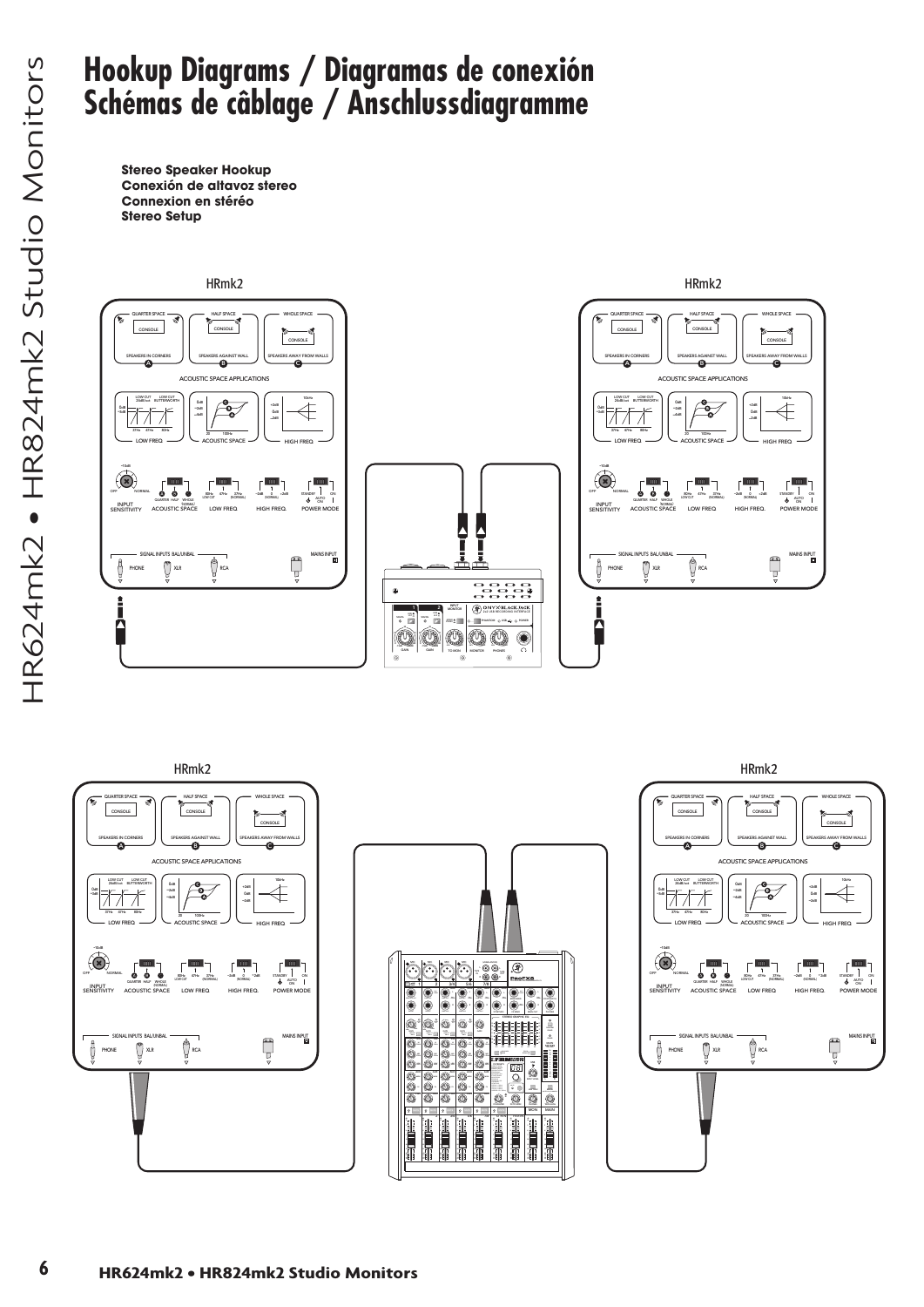# Hookup Diagrams / Diagramas de conexión
# Schémas de câblage / Anschlussdiagramme

**Stereo Speaker Hookup**
**Conexión de altavoz stereo**
**Connexion en stéréo**
**Stereo Setup**

HRmk2

QUARTER SPACE
CONSOLE
SPEAKERS IN CORNERS
A
HALF SPACE
CONSOLE
SPEAKERS AGAINST WALL
B
WHOLE SPACE
CONSOLE
SPEAKERS AWAY FROM WALLS
C
ACOUSTIC SPACE APPLICATIONS
LOW CUT 24dB/oct
LOW CUT BUTTERWORTH
0dB
–6dB
37Hz 47Hz 80Hz
LOW FREQ
0dB
–2dB
–4dB
20 100Hz
ACOUSTIC SPACE
+2dB
0dB
–2dB
10kHz
HIGH FREQ
–10dB
OFF NORMAL
INPUT SENSITIVITY
QUARTER HALF WHOLE (NORMAL)
ACOUSTIC SPACE
80Hz LOW CUT 47Hz 37Hz (NORMAL)
LOW FREQ
–2dB 0 (NORMAL) +2dB
HIGH FREQ.
STANDBY AUTO ON ON
POWER MODE
SIGNAL INPUTS BAL/UNBAL
PHONE XLR RCA
MAINS INPUT

HRmk2

INPUT MONITOR
ONYX BLACKJACK
2x2 USB RECORDING INTERFACE
PHANTOM USB POWER
GAIN GAIN TO MON MONITOR PHONES

HRmk2

ProFX8

HRmk2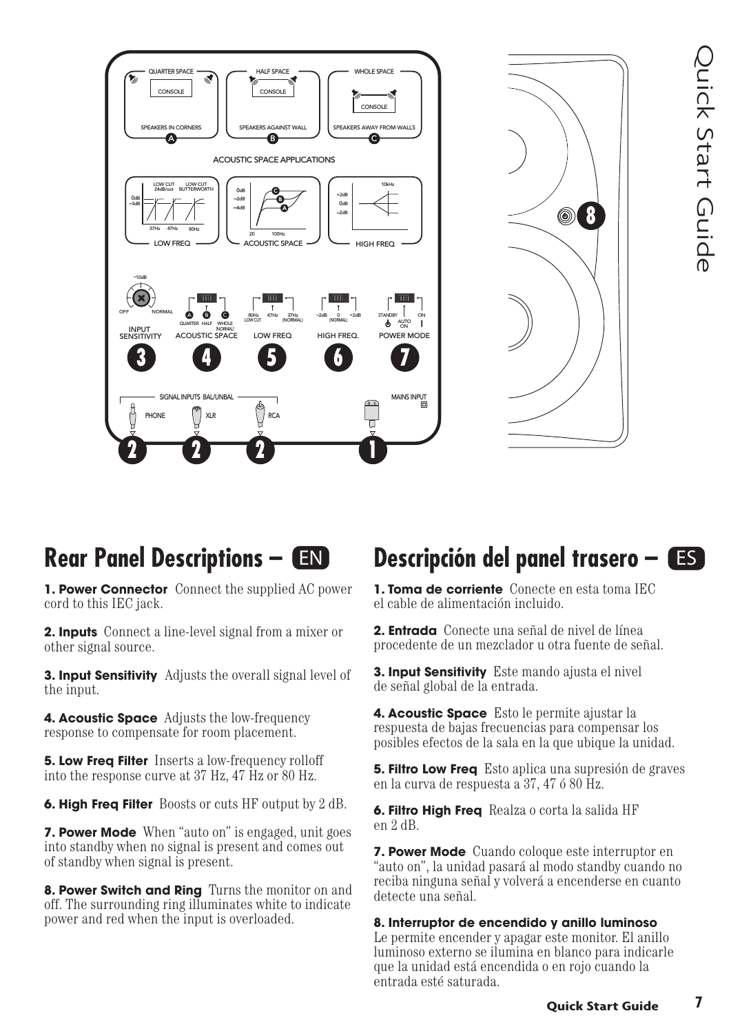QUARTER SPACE

CONSOLE

SPEAKERS IN CORNERS

A

HALF SPACE

CONSOLE

SPEAKERS AGAINST WALL

B

WHOLE SPACE

CONSOLE

SPEAKERS AWAY FROM WALLS

C

ACOUSTIC SPACE APPLICATIONS

LOW CUT 24dB/oct

LOW CUT BUTTERWORTH

0dB

−3dB

37Hz 47Hz 80Hz

LOW FREQ

0dB

−2dB

−4dB

20 100Hz

ACOUSTIC SPACE

10kHz

+2dB

0dB

−2dB

HIGH FREQ

−10dB

OFF NORMAL

INPUT SENSITIVITY

3

QUARTER HALF WHOLE (NORMAL)

ACOUSTIC SPACE

4

80Hz LOW CUT 47Hz 37Hz (NORMAL)

LOW FREQ

5

−2dB 0 (NORMAL) +2dB

HIGH FREQ.

6

STANDBY AUTO ON ON

POWER MODE

7

SIGNAL INPUTS BAL/UNBAL

PHONE XLR RCA

2 2 2

MAINS INPUT

1

8

Quick Start Guide

## Rear Panel Descriptions – EN

**1. Power Connector** Connect the supplied AC power cord to this IEC jack.

**2. Inputs** Connect a line-level signal from a mixer or other signal source.

**3. Input Sensitivity** Adjusts the overall signal level of the input.

**4. Acoustic Space** Adjusts the low-frequency response to compensate for room placement.

**5. Low Freq Filter** Inserts a low-frequency rolloff into the response curve at 37 Hz, 47 Hz or 80 Hz.

**6. High Freq Filter** Boosts or cuts HF output by 2 dB.

**7. Power Mode** When "auto on" is engaged, unit goes into standby when no signal is present and comes out of standby when signal is present.

**8. Power Switch and Ring** Turns the monitor on and off. The surrounding ring illuminates white to indicate power and red when the input is overloaded.

## Descripción del panel trasero – ES

**1. Toma de corriente** Conecte en esta toma IEC el cable de alimentación incluido.

**2. Entrada** Conecte una señal de nivel de línea procedente de un mezclador u otra fuente de señal.

**3. Input Sensitivity** Este mando ajusta el nivel de señal global de la entrada.

**4. Acoustic Space** Esto le permite ajustar la respuesta de bajas frecuencias para compensar los posibles efectos de la sala en la que ubique la unidad.

**5. Filtro Low Freq** Esto aplica una supresión de graves en la curva de respuesta a 37, 47 ó 80 Hz.

**6. Filtro High Freq** Realza o corta la salida HF en 2 dB.

**7. Power Mode** Cuando coloque este interruptor en "auto on", la unidad pasará al modo standby cuando no reciba ninguna señal y volverá a encenderse en cuanto detecte una señal.

**8. Interruptor de encendido y anillo luminoso** Le permite encender y apagar este monitor. El anillo luminoso externo se ilumina en blanco para indicarle que la unidad está encendida o en rojo cuando la entrada esté saturada.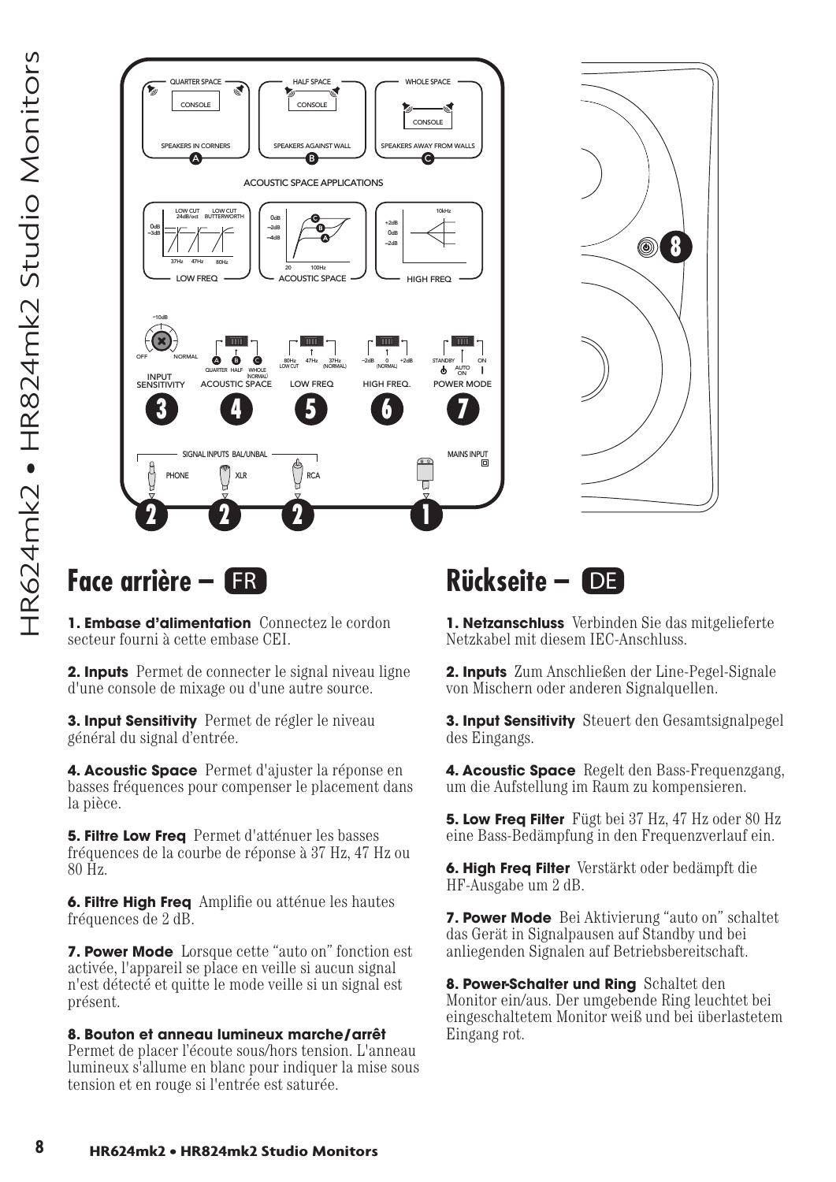QUARTER SPACE
CONSOLE
SPEAKERS IN CORNERS
A

HALF SPACE
CONSOLE
SPEAKERS AGAINST WALL
B

WHOLE SPACE
CONSOLE
SPEAKERS AWAY FROM WALLS
C

ACOUSTIC SPACE APPLICATIONS

LOW CUT 24dB/oct
LOW CUT BUTTERWORTH
0dB
−3dB
37Hz 47Hz 80Hz
LOW FREQ

0dB
−2dB
−4dB
20 100Hz
ACOUSTIC SPACE

10kHz
+2dB
0dB
−2dB
HIGH FREQ

−10dB
OFF NORMAL
INPUT SENSITIVITY
3

A B C
QUARTER HALF WHOLE (NORMAL)
ACOUSTIC SPACE
4

80Hz LOW CUT 47Hz 37Hz (NORMAL)
LOW FREQ
5

−2dB 0 (NORMAL) +2dB
HIGH FREQ.
6

STANDBY AUTO ON ON
POWER MODE
7

SIGNAL INPUTS BAL/UNBAL
PHONE XLR RCA
2 2 2

MAINS INPUT
1

8

# Face arrière – FR

**1. Embase d'alimentation** Connectez le cordon secteur fourni à cette embase CEI.

**2. Inputs** Permet de connecter le signal niveau ligne d'une console de mixage ou d'une autre source.

**3. Input Sensitivity** Permet de régler le niveau général du signal d'entrée.

**4. Acoustic Space** Permet d'ajuster la réponse en basses fréquences pour compenser le placement dans la pièce.

**5. Filtre Low Freq** Permet d'atténuer les basses fréquences de la courbe de réponse à 37 Hz, 47 Hz ou 80 Hz.

**6. Filtre High Freq** Amplifie ou atténue les hautes fréquences de 2 dB.

**7. Power Mode** Lorsque cette "auto on" fonction est activée, l'appareil se place en veille si aucun signal n'est détecté et quitte le mode veille si un signal est présent.

**8. Bouton et anneau lumineux marche/arrêt** Permet de placer l'écoute sous/hors tension. L'anneau lumineux s'allume en blanc pour indiquer la mise sous tension et en rouge si l'entrée est saturée.

# Rückseite – DE

**1. Netzanschluss** Verbinden Sie das mitgelieferte Netzkabel mit diesem IEC-Anschluss.

**2. Inputs** Zum Anschließen der Line-Pegel-Signale von Mischern oder anderen Signalquellen.

**3. Input Sensitivity** Steuert den Gesamtsignalpegel des Eingangs.

**4. Acoustic Space** Regelt den Bass-Frequenzgang, um die Aufstellung im Raum zu kompensieren.

**5. Low Freq Filter** Fügt bei 37 Hz, 47 Hz oder 80 Hz eine Bass-Bedämpfung in den Frequenzverlauf ein.

**6. High Freq Filter** Verstärkt oder bedämpft die HF-Ausgabe um 2 dB.

**7. Power Mode** Bei Aktivierung "auto on" schaltet das Gerät in Signalpausen auf Standby und bei anliegenden Signalen auf Betriebsbereitschaft.

**8. Power-Schalter und Ring** Schaltet den Monitor ein/aus. Der umgebende Ring leuchtet bei eingeschaltetem Monitor weiß und bei überlastetem Eingang rot.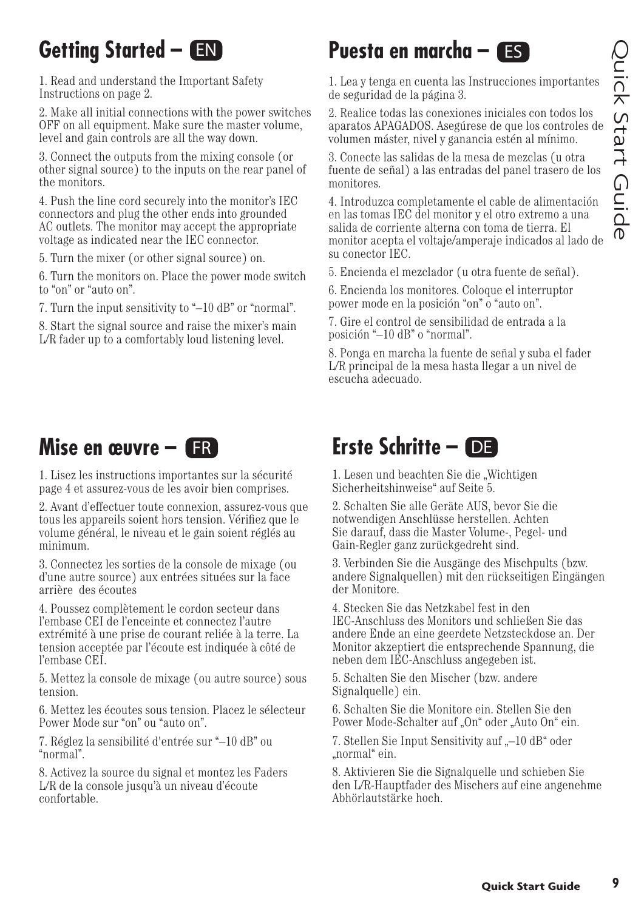## Getting Started – EN

1. Read and understand the Important Safety Instructions on page 2.

2. Make all initial connections with the power switches OFF on all equipment. Make sure the master volume, level and gain controls are all the way down.

3. Connect the outputs from the mixing console (or other signal source) to the inputs on the rear panel of the monitors.

4. Push the line cord securely into the monitor's IEC connectors and plug the other ends into grounded AC outlets. The monitor may accept the appropriate voltage as indicated near the IEC connector.

5. Turn the mixer (or other signal source) on.

6. Turn the monitors on. Place the power mode switch to "on" or "auto on".

7. Turn the input sensitivity to "–10 dB" or "normal".

8. Start the signal source and raise the mixer's main L/R fader up to a comfortably loud listening level.

## Puesta en marcha – ES

1. Lea y tenga en cuenta las Instrucciones importantes de seguridad de la página 3.

2. Realice todas las conexiones iniciales con todos los aparatos APAGADOS. Asegúrese de que los controles de volumen máster, nivel y ganancia estén al mínimo.

3. Conecte las salidas de la mesa de mezclas (u otra fuente de señal) a las entradas del panel trasero de los monitores.

4. Introduzca completamente el cable de alimentación en las tomas IEC del monitor y el otro extremo a una salida de corriente alterna con toma de tierra. El monitor acepta el voltaje/amperaje indicados al lado de su conector IEC.

5. Encienda el mezclador (u otra fuente de señal).

6. Encienda los monitores. Coloque el interruptor power mode en la posición "on" o "auto on".

7. Gire el control de sensibilidad de entrada a la posición "–10 dB" o "normal".

8. Ponga en marcha la fuente de señal y suba el fader L/R principal de la mesa hasta llegar a un nivel de escucha adecuado.

## Mise en œuvre – FR

1. Lisez les instructions importantes sur la sécurité page 4 et assurez-vous de les avoir bien comprises.

2. Avant d'effectuer toute connexion, assurez-vous que tous les appareils soient hors tension. Vérifiez que le volume général, le niveau et le gain soient réglés au minimum.

3. Connectez les sorties de la console de mixage (ou d'une autre source) aux entrées situées sur la face arrière des écoutes

4. Poussez complètement le cordon secteur dans l'embase CEI de l'enceinte et connectez l'autre extrémité à une prise de courant reliée à la terre. La tension acceptée par l'écoute est indiquée à côté de l'embase CEI.

5. Mettez la console de mixage (ou autre source) sous tension.

6. Mettez les écoutes sous tension. Placez le sélecteur Power Mode sur "on" ou "auto on".

7. Réglez la sensibilité d'entrée sur "–10 dB" ou "normal".

8. Activez la source du signal et montez les Faders L/R de la console jusqu'à un niveau d'écoute confortable.

## Erste Schritte – DE

1. Lesen und beachten Sie die „Wichtigen Sicherheitshinweise" auf Seite 5.

2. Schalten Sie alle Geräte AUS, bevor Sie die notwendigen Anschlüsse herstellen. Achten Sie darauf, dass die Master Volume-, Pegel- und Gain-Regler ganz zurückgedreht sind.

3. Verbinden Sie die Ausgänge des Mischpults (bzw. andere Signalquellen) mit den rückseitigen Eingängen der Monitore.

4. Stecken Sie das Netzkabel fest in den IEC-Anschluss des Monitors und schließen Sie das andere Ende an eine geerdete Netzsteckdose an. Der Monitor akzeptiert die entsprechende Spannung, die neben dem IEC-Anschluss angegeben ist.

5. Schalten Sie den Mischer (bzw. andere Signalquelle) ein.

6. Schalten Sie die Monitore ein. Stellen Sie den Power Mode-Schalter auf „On" oder „Auto On" ein.

7. Stellen Sie Input Sensitivity auf „–10 dB" oder „normal" ein.

8. Aktivieren Sie die Signalquelle und schieben Sie den L/R-Hauptfader des Mischers auf eine angenehme Abhörlautstärke hoch.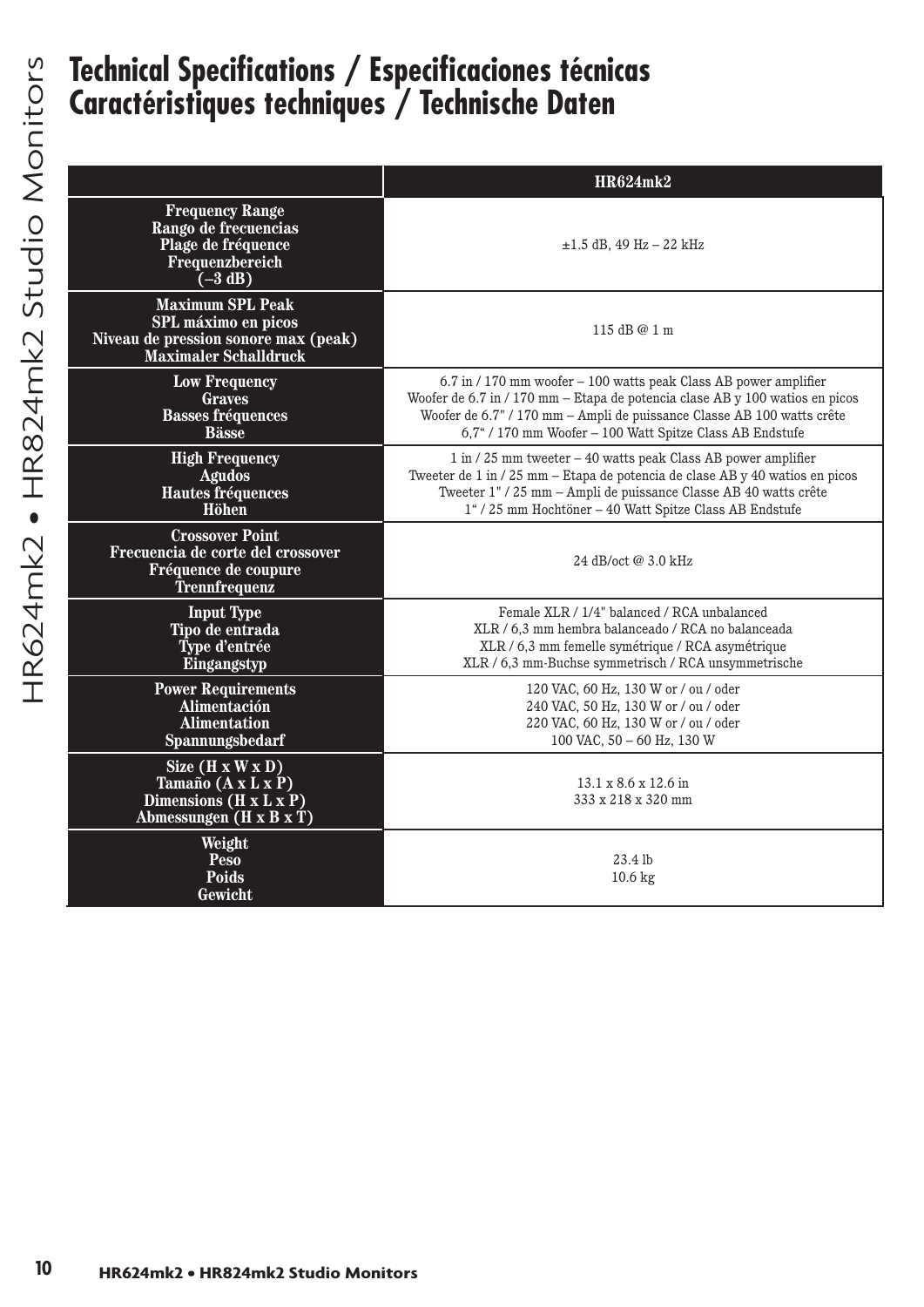# Technical Specifications / Especificaciones técnicas Caractéristiques techniques / Technische Daten

| | HR624mk2 |
|---|---|
| **Frequency Range**<br>**Rango de frecuencias**<br>**Plage de fréquence**<br>**Frequenzbereich**<br>**(–3 dB)** | ±1.5 dB, 49 Hz – 22 kHz |
| **Maximum SPL Peak**<br>**SPL máximo en picos**<br>**Niveau de pression sonore max (peak)**<br>**Maximaler Schalldruck** | 115 dB @ 1 m |
| **Low Frequency**<br>**Graves**<br>**Basses fréquences**<br>**Bässe** | 6.7 in / 170 mm woofer – 100 watts peak Class AB power amplifier<br>Woofer de 6.7 in / 170 mm – Etapa de potencia clase AB y 100 watios en picos<br>Woofer de 6.7" / 170 mm – Ampli de puissance Classe AB 100 watts crête<br>6,7" / 170 mm Woofer – 100 Watt Spitze Class AB Endstufe |
| **High Frequency**<br>**Agudos**<br>**Hautes fréquences**<br>**Höhen** | 1 in / 25 mm tweeter – 40 watts peak Class AB power amplifier<br>Tweeter de 1 in / 25 mm – Etapa de potencia de clase AB y 40 watios en picos<br>Tweeter 1" / 25 mm – Ampli de puissance Classe AB 40 watts crête<br>1" / 25 mm Hochtöner – 40 Watt Spitze Class AB Endstufe |
| **Crossover Point**<br>**Frecuencia de corte del crossover**<br>**Fréquence de coupure**<br>**Trennfrequenz** | 24 dB/oct @ 3.0 kHz |
| **Input Type**<br>**Tipo de entrada**<br>**Type d'entrée**<br>**Eingangstyp** | Female XLR / 1/4" balanced / RCA unbalanced<br>XLR / 6,3 mm hembra balanceado / RCA no balanceada<br>XLR / 6,3 mm femelle symétrique / RCA asymétrique<br>XLR / 6,3 mm-Buchse symmetrisch / RCA unsymmetrische |
| **Power Requirements**<br>**Alimentación**<br>**Alimentation**<br>**Spannungsbedarf** | 120 VAC, 60 Hz, 130 W or / ou / oder<br>240 VAC, 50 Hz, 130 W or / ou / oder<br>220 VAC, 60 Hz, 130 W or / ou / oder<br>100 VAC, 50 – 60 Hz, 130 W |
| **Size (H x W x D)**<br>**Tamaño (A x L x P)**<br>**Dimensions (H x L x P)**<br>**Abmessungen (H x B x T)** | 13.1 x 8.6 x 12.6 in<br>333 x 218 x 320 mm |
| **Weight**<br>**Peso**<br>**Poids**<br>**Gewicht** | 23.4 lb<br>10.6 kg |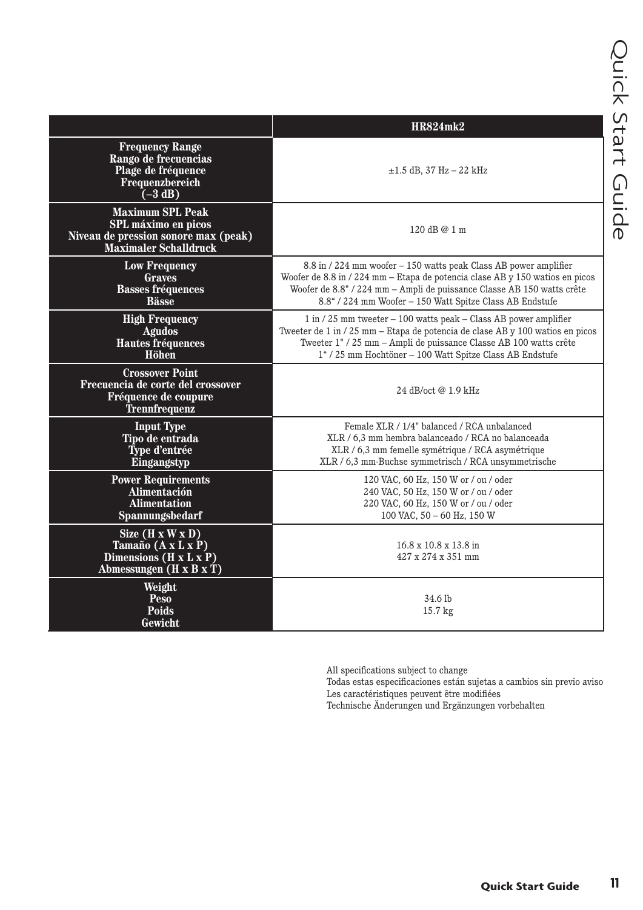| | HR824mk2 |
|---|---|
| **Frequency Range**<br>**Rango de frecuencias**<br>**Plage de fréquence**<br>**Frequenzbereich**<br>**(–3 dB)** | ±1.5 dB, 37 Hz – 22 kHz |
| **Maximum SPL Peak**<br>**SPL máximo en picos**<br>**Niveau de pression sonore max (peak)**<br>**Maximaler Schalldruck** | 120 dB @ 1 m |
| **Low Frequency**<br>**Graves**<br>**Basses fréquences**<br>**Bässe** | 8.8 in / 224 mm woofer – 150 watts peak Class AB power amplifier<br>Woofer de 8.8 in / 224 mm – Etapa de potencia clase AB y 150 watios en picos<br>Woofer de 8.8" / 224 mm – Ampli de puissance Classe AB 150 watts crête<br>8.8" / 224 mm Woofer – 150 Watt Spitze Class AB Endstufe |
| **High Frequency**<br>**Agudos**<br>**Hautes fréquences**<br>**Höhen** | 1 in / 25 mm tweeter – 100 watts peak – Class AB power amplifier<br>Tweeter de 1 in / 25 mm – Etapa de potencia de clase AB y 100 watios en picos<br>Tweeter 1" / 25 mm – Ampli de puissance Classe AB 100 watts crête<br>1" / 25 mm Hochtöner – 100 Watt Spitze Class AB Endstufe |
| **Crossover Point**<br>**Frecuencia de corte del crossover**<br>**Fréquence de coupure**<br>**Trennfrequenz** | 24 dB/oct @ 1.9 kHz |
| **Input Type**<br>**Tipo de entrada**<br>**Type d'entrée**<br>**Eingangstyp** | Female XLR / 1/4" balanced / RCA unbalanced<br>XLR / 6,3 mm hembra balanceado / RCA no balanceada<br>XLR / 6,3 mm femelle symétrique / RCA asymétrique<br>XLR / 6,3 mm-Buchse symmetrisch / RCA unsymmetrische |
| **Power Requirements**<br>**Alimentación**<br>**Alimentation**<br>**Spannungsbedarf** | 120 VAC, 60 Hz, 150 W or / ou / oder<br>240 VAC, 50 Hz, 150 W or / ou / oder<br>220 VAC, 60 Hz, 150 W or / ou / oder<br>100 VAC, 50 – 60 Hz, 150 W |
| **Size (H x W x D)**<br>**Tamaño (A x L x P)**<br>**Dimensions (H x L x P)**<br>**Abmessungen (H x B x T)** | 16.8 x 10.8 x 13.8 in<br>427 x 274 x 351 mm |
| **Weight**<br>**Peso**<br>**Poids**<br>**Gewicht** | 34.6 lb<br>15.7 kg |

All specifications subject to change
Todas estas especificaciones están sujetas a cambios sin previo aviso
Les caractéristiques peuvent être modifiées
Technische Änderungen und Ergänzungen vorbehalten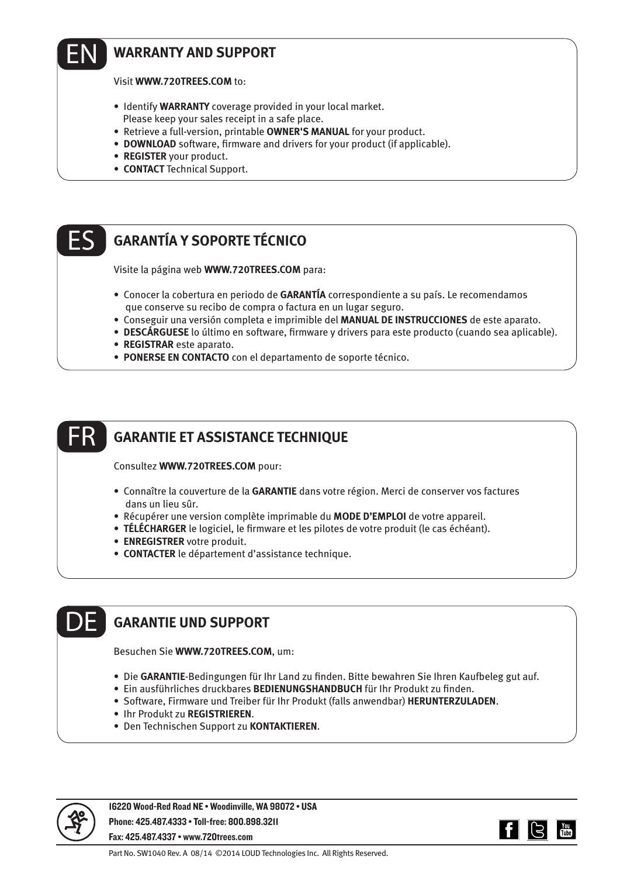## EN WARRANTY AND SUPPORT

Visit **WWW.720TREES.COM** to:

- Identify **WARRANTY** coverage provided in your local market. Please keep your sales receipt in a safe place.
- Retrieve a full-version, printable **OWNER'S MANUAL** for your product.
- **DOWNLOAD** software, firmware and drivers for your product (if applicable).
- **REGISTER** your product.
- **CONTACT** Technical Support.

## ES GARANTÍA Y SOPORTE TÉCNICO

Visite la página web **WWW.720TREES.COM** para:

- Conocer la cobertura en periodo de **GARANTÍA** correspondiente a su país. Le recomendamos que conserve su recibo de compra o factura en un lugar seguro.
- Conseguir una versión completa e imprimible del **MANUAL DE INSTRUCCIONES** de este aparato.
- **DESCÁRGUESE** lo último en software, firmware y drivers para este producto (cuando sea aplicable).
- **REGISTRAR** este aparato.
- **PONERSE EN CONTACTO** con el departamento de soporte técnico.

## FR GARANTIE ET ASSISTANCE TECHNIQUE

Consultez **WWW.720TREES.COM** pour:

- Connaître la couverture de la **GARANTIE** dans votre région. Merci de conserver vos factures dans un lieu sûr.
- Récupérer une version complète imprimable du **MODE D'EMPLOI** de votre appareil.
- **TÉLÉCHARGER** le logiciel, le firmware et les pilotes de votre produit (le cas échéant).
- **ENREGISTRER** votre produit.
- **CONTACTER** le département d'assistance technique.

## DE GARANTIE UND SUPPORT

Besuchen Sie **WWW.720TREES.COM**, um:

- Die **GARANTIE**-Bedingungen für Ihr Land zu finden. Bitte bewahren Sie Ihren Kaufbeleg gut auf.
- Ein ausführliches druckbares **BEDIENUNGSHANDBUCH** für Ihr Produkt zu finden.
- Software, Firmware und Treiber für Ihr Produkt (falls anwendbar) **HERUNTERZULADEN**.
- Ihr Produkt zu **REGISTRIEREN**.
- Den Technischen Support zu **KONTAKTIEREN**.

**16220 Wood-Red Road NE • Woodinville, WA 98072 • USA**
**Phone: 425.487.4333 • Toll-free: 800.898.3211**
**Fax: 425.487.4337 • www.720trees.com**

Part No. SW1040 Rev. A 08/14 ©2014 LOUD Technologies Inc. All Rights Reserved.